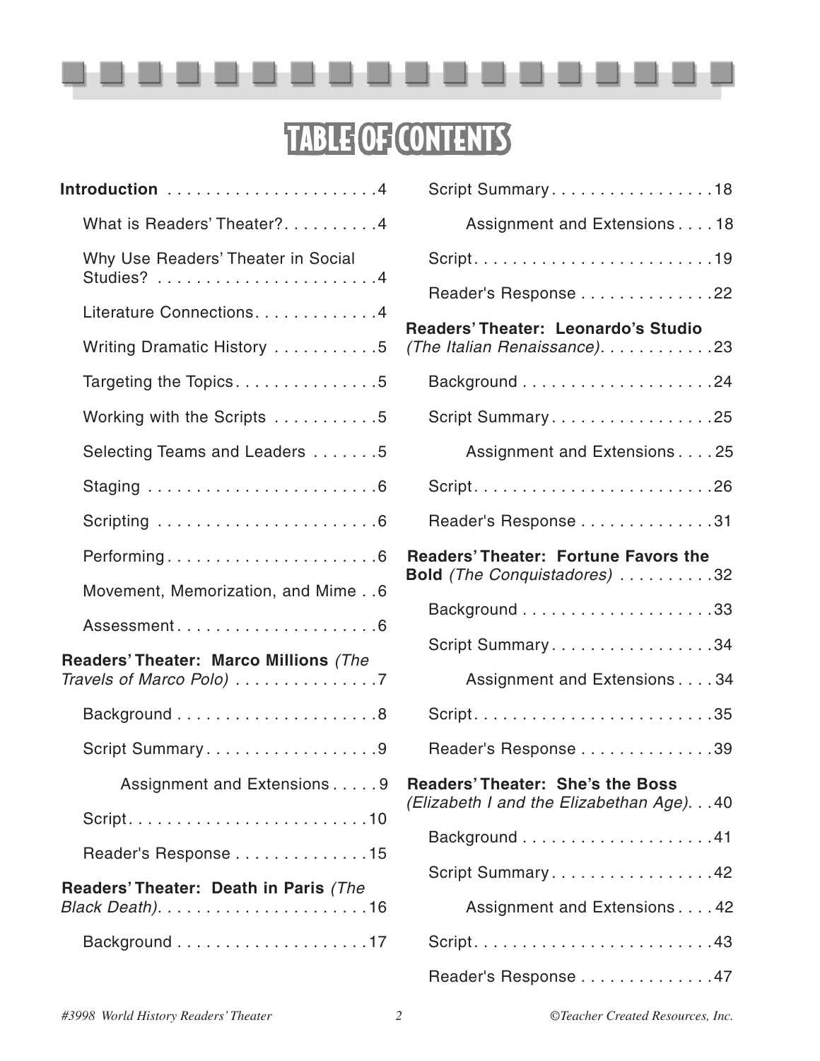# TABLE OF CONTENTS

**Introduction** . . . . . . . . . . . . . . . . . . . . . .4

- What is Readers' Theater? . . . . . . . . . .4
- Why Use Readers' Theater in Social Studies? . . . . . . . . . . . . . . . . . . . . . . .4
- Literature Connections . . . . . . . . . . . . .4
- Writing Dramatic History . . . . . . . . . . .5
- Targeting the Topics . . . . . . . . . . . . . . .5
- Working with the Scripts . . . . . . . . . . .5
- Selecting Teams and Leaders . . . . . . .5
- Staging . . . . . . . . . . . . . . . . . . . . . . . .6
- Scripting . . . . . . . . . . . . . . . . . . . . . . .6
- Performing . . . . . . . . . . . . . . . . . . . . . .6
- Movement, Memorization, and Mime . .6
- Assessment . . . . . . . . . . . . . . . . . . . . .6

**Readers' Theater: Marco Millions** *(The Travels of Marco Polo)* . . . . . . . . . . . . . . .7

- Background . . . . . . . . . . . . . . . . . . . . .8
- Script Summary . . . . . . . . . . . . . . . . . .9
  - Assignment and Extensions . . . . .9
- Script . . . . . . . . . . . . . . . . . . . . . . . . .10
- Reader's Response . . . . . . . . . . . . . .15

**Readers' Theater: Death in Paris** *(The Black Death)* . . . . . . . . . . . . . . . . . . . . . .16

- Background . . . . . . . . . . . . . . . . . . . .17
- Script Summary . . . . . . . . . . . . . . . . .18
  - Assignment and Extensions . . . . 18
- Script . . . . . . . . . . . . . . . . . . . . . . . . .19
- Reader's Response . . . . . . . . . . . . . .22

**Readers' Theater: Leonardo's Studio** *(The Italian Renaissance)* . . . . . . . . . . . .23

- Background . . . . . . . . . . . . . . . . . . . .24
- Script Summary . . . . . . . . . . . . . . . . .25
  - Assignment and Extensions . . . . 25
- Script . . . . . . . . . . . . . . . . . . . . . . . . .26
- Reader's Response . . . . . . . . . . . . . .31

**Readers' Theater: Fortune Favors the Bold** *(The Conquistadores)* . . . . . . . . . .32

- Background . . . . . . . . . . . . . . . . . . . .33
- Script Summary . . . . . . . . . . . . . . . . .34
  - Assignment and Extensions . . . . 34
- Script . . . . . . . . . . . . . . . . . . . . . . . . .35
- Reader's Response . . . . . . . . . . . . . .39

**Readers' Theater: She's the Boss** *(Elizabeth I and the Elizabethan Age)* . . .40

- Background . . . . . . . . . . . . . . . . . . . .41
- Script Summary . . . . . . . . . . . . . . . . .42
  - Assignment and Extensions . . . . 42
- Script . . . . . . . . . . . . . . . . . . . . . . . . .43
- Reader's Response . . . . . . . . . . . . . .47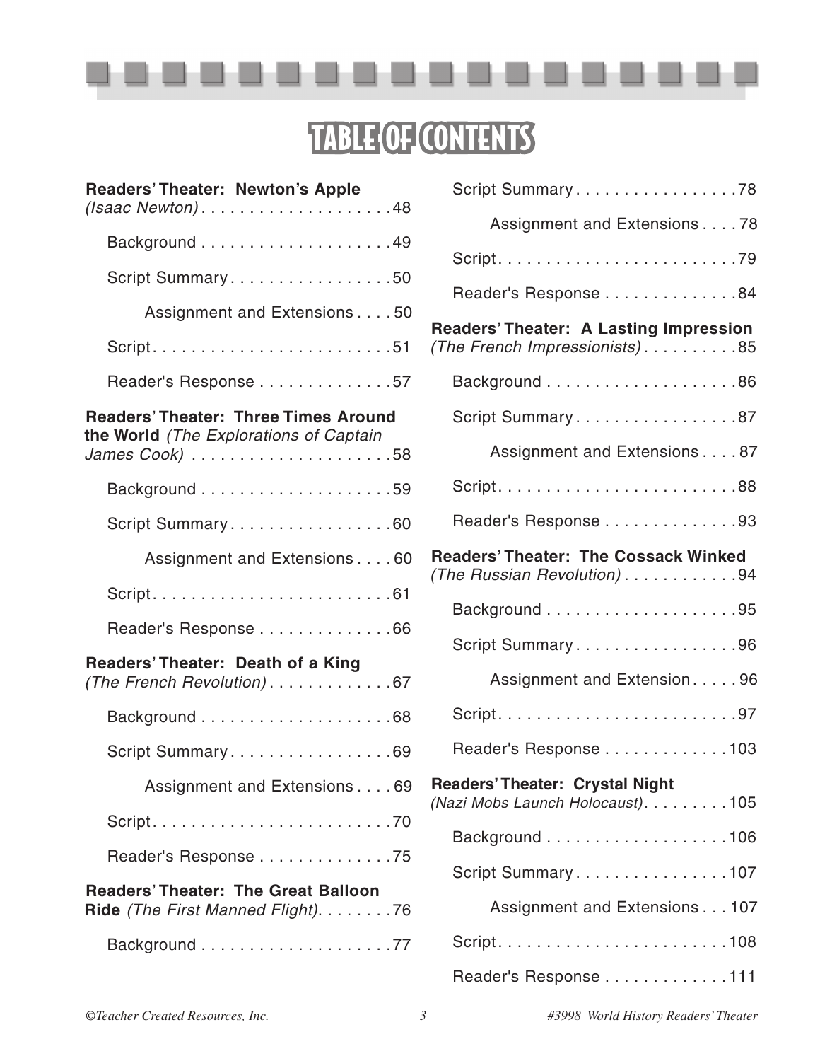# TABLE OF CONTENTS

**Readers' Theater: Newton's Apple** *(Isaac Newton)* . . . . . . . . . . . . . . . . . . . 48

- Background . . . . . . . . . . . . . . . . . . . 49
- Script Summary . . . . . . . . . . . . . . . . . 50
  - Assignment and Extensions . . . . 50
- Script . . . . . . . . . . . . . . . . . . . . . . . . . 51
- Reader's Response . . . . . . . . . . . . . . 57

**Readers' Theater: Three Times Around the World** *(The Explorations of Captain James Cook)* . . . . . . . . . . . . . . . . . . . . 58

- Background . . . . . . . . . . . . . . . . . . . 59
- Script Summary . . . . . . . . . . . . . . . . . 60
  - Assignment and Extensions . . . . 60
- Script . . . . . . . . . . . . . . . . . . . . . . . . . 61
- Reader's Response . . . . . . . . . . . . . . 66

**Readers' Theater: Death of a King** *(The French Revolution)* . . . . . . . . . . . . . 67

- Background . . . . . . . . . . . . . . . . . . . 68
- Script Summary . . . . . . . . . . . . . . . . . 69
  - Assignment and Extensions . . . . 69
- Script . . . . . . . . . . . . . . . . . . . . . . . . . 70
- Reader's Response . . . . . . . . . . . . . . 75

**Readers' Theater: The Great Balloon Ride** *(The First Manned Flight)* . . . . . . . . 76

- Background . . . . . . . . . . . . . . . . . . . 77
- Script Summary . . . . . . . . . . . . . . . . . 78
  - Assignment and Extensions . . . . 78
- Script . . . . . . . . . . . . . . . . . . . . . . . . . 79
- Reader's Response . . . . . . . . . . . . . . 84

**Readers' Theater: A Lasting Impression** *(The French Impressionists)* . . . . . . . . . . 85

- Background . . . . . . . . . . . . . . . . . . . 86
- Script Summary . . . . . . . . . . . . . . . . . 87
  - Assignment and Extensions . . . . 87
- Script . . . . . . . . . . . . . . . . . . . . . . . . . 88
- Reader's Response . . . . . . . . . . . . . . 93

**Readers' Theater: The Cossack Winked** *(The Russian Revolution)* . . . . . . . . . . . . 94

- Background . . . . . . . . . . . . . . . . . . . 95
- Script Summary . . . . . . . . . . . . . . . . . 96
  - Assignment and Extension . . . . . 96
- Script . . . . . . . . . . . . . . . . . . . . . . . . . 97
- Reader's Response . . . . . . . . . . . . . 103

**Readers' Theater: Crystal Night** *(Nazi Mobs Launch Holocaust)* . . . . . . . . . 105

- Background . . . . . . . . . . . . . . . . . . 106
- Script Summary . . . . . . . . . . . . . . . . 107
  - Assignment and Extensions . . . 107
- Script . . . . . . . . . . . . . . . . . . . . . . . . 108
- Reader's Response . . . . . . . . . . . . . 111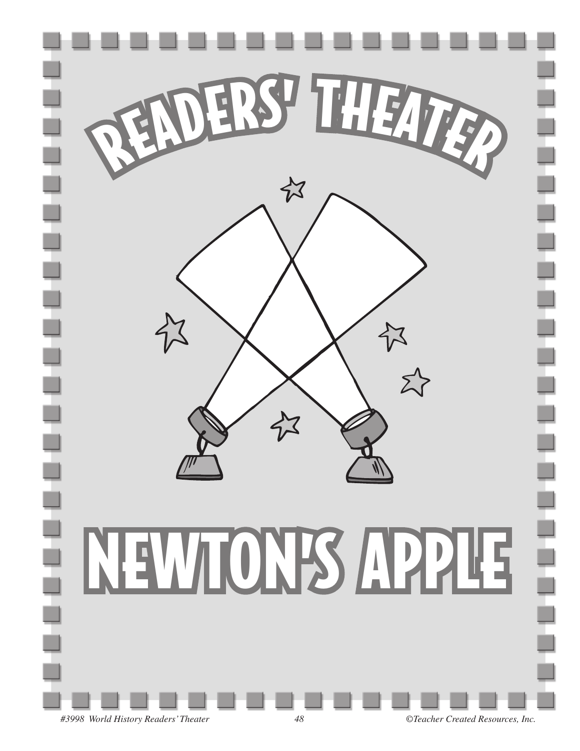# READERS' THEATER

# NEWTON'S APPLE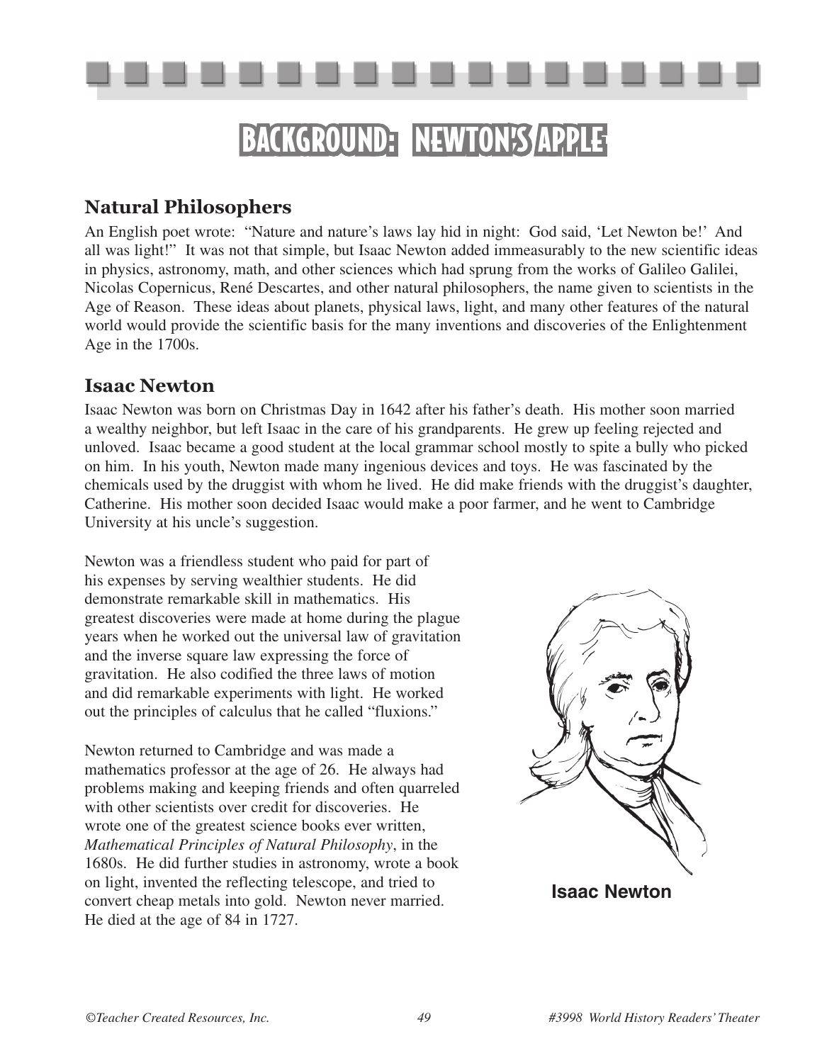# BACKGROUND: NEWTON'S APPLE

## Natural Philosophers

An English poet wrote: "Nature and nature's laws lay hid in night: God said, 'Let Newton be!' And all was light!" It was not that simple, but Isaac Newton added immeasurably to the new scientific ideas in physics, astronomy, math, and other sciences which had sprung from the works of Galileo Galilei, Nicolas Copernicus, René Descartes, and other natural philosophers, the name given to scientists in the Age of Reason. These ideas about planets, physical laws, light, and many other features of the natural world would provide the scientific basis for the many inventions and discoveries of the Enlightenment Age in the 1700s.

## Isaac Newton

Isaac Newton was born on Christmas Day in 1642 after his father's death. His mother soon married a wealthy neighbor, but left Isaac in the care of his grandparents. He grew up feeling rejected and unloved. Isaac became a good student at the local grammar school mostly to spite a bully who picked on him. In his youth, Newton made many ingenious devices and toys. He was fascinated by the chemicals used by the druggist with whom he lived. He did make friends with the druggist's daughter, Catherine. His mother soon decided Isaac would make a poor farmer, and he went to Cambridge University at his uncle's suggestion.

Newton was a friendless student who paid for part of his expenses by serving wealthier students. He did demonstrate remarkable skill in mathematics. His greatest discoveries were made at home during the plague years when he worked out the universal law of gravitation and the inverse square law expressing the force of gravitation. He also codified the three laws of motion and did remarkable experiments with light. He worked out the principles of calculus that he called "fluxions."

Newton returned to Cambridge and was made a mathematics professor at the age of 26. He always had problems making and keeping friends and often quarreled with other scientists over credit for discoveries. He wrote one of the greatest science books ever written, *Mathematical Principles of Natural Philosophy*, in the 1680s. He did further studies in astronomy, wrote a book on light, invented the reflecting telescope, and tried to convert cheap metals into gold. Newton never married. He died at the age of 84 in 1727.

**Isaac Newton**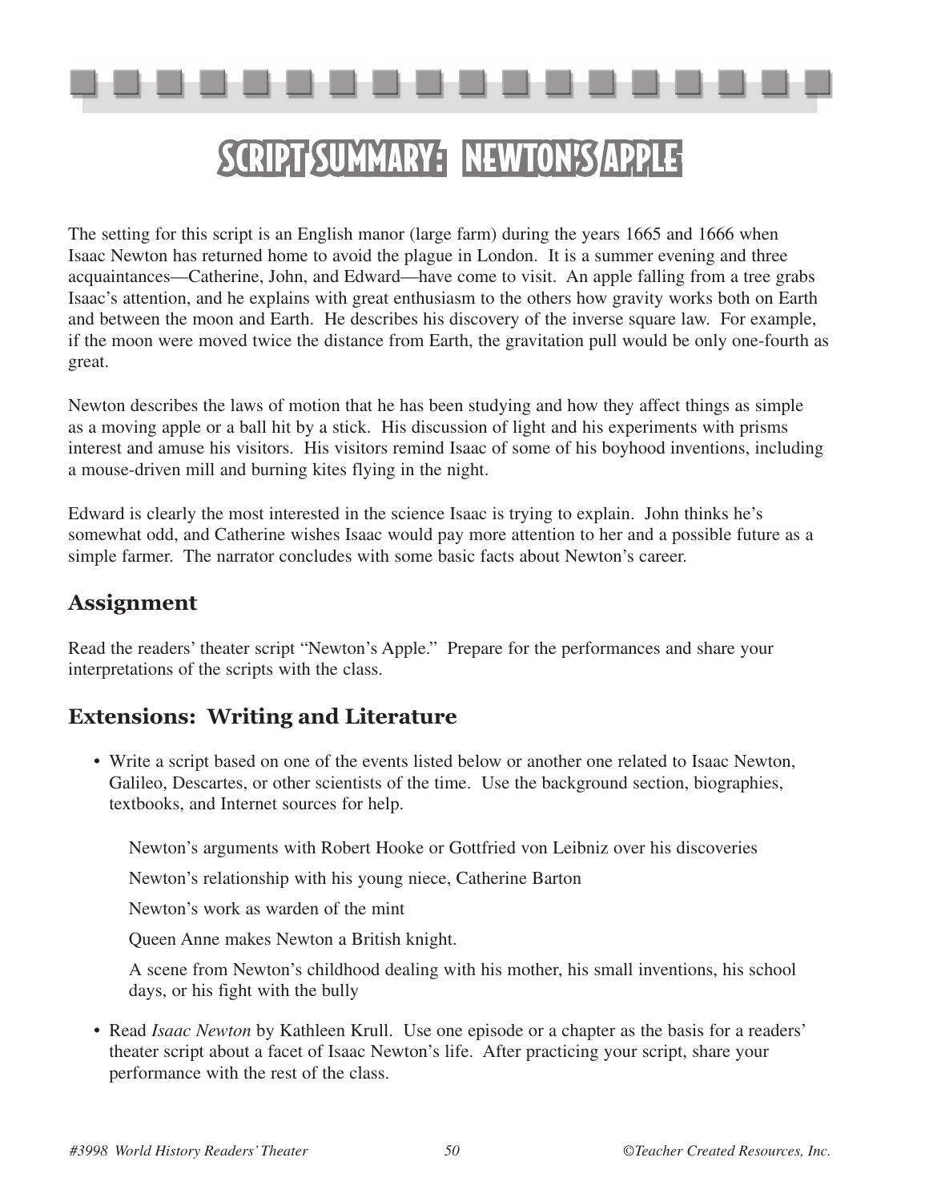# Script Summary: Newton's Apple

The setting for this script is an English manor (large farm) during the years 1665 and 1666 when Isaac Newton has returned home to avoid the plague in London. It is a summer evening and three acquaintances—Catherine, John, and Edward—have come to visit. An apple falling from a tree grabs Isaac's attention, and he explains with great enthusiasm to the others how gravity works both on Earth and between the moon and Earth. He describes his discovery of the inverse square law. For example, if the moon were moved twice the distance from Earth, the gravitation pull would be only one-fourth as great.

Newton describes the laws of motion that he has been studying and how they affect things as simple as a moving apple or a ball hit by a stick. His discussion of light and his experiments with prisms interest and amuse his visitors. His visitors remind Isaac of some of his boyhood inventions, including a mouse-driven mill and burning kites flying in the night.

Edward is clearly the most interested in the science Isaac is trying to explain. John thinks he's somewhat odd, and Catherine wishes Isaac would pay more attention to her and a possible future as a simple farmer. The narrator concludes with some basic facts about Newton's career.

## Assignment

Read the readers' theater script "Newton's Apple." Prepare for the performances and share your interpretations of the scripts with the class.

## Extensions: Writing and Literature

- Write a script based on one of the events listed below or another one related to Isaac Newton, Galileo, Descartes, or other scientists of the time. Use the background section, biographies, textbooks, and Internet sources for help.

  Newton's arguments with Robert Hooke or Gottfried von Leibniz over his discoveries

  Newton's relationship with his young niece, Catherine Barton

  Newton's work as warden of the mint

  Queen Anne makes Newton a British knight.

  A scene from Newton's childhood dealing with his mother, his small inventions, his school days, or his fight with the bully

- Read *Isaac Newton* by Kathleen Krull. Use one episode or a chapter as the basis for a readers' theater script about a facet of Isaac Newton's life. After practicing your script, share your performance with the rest of the class.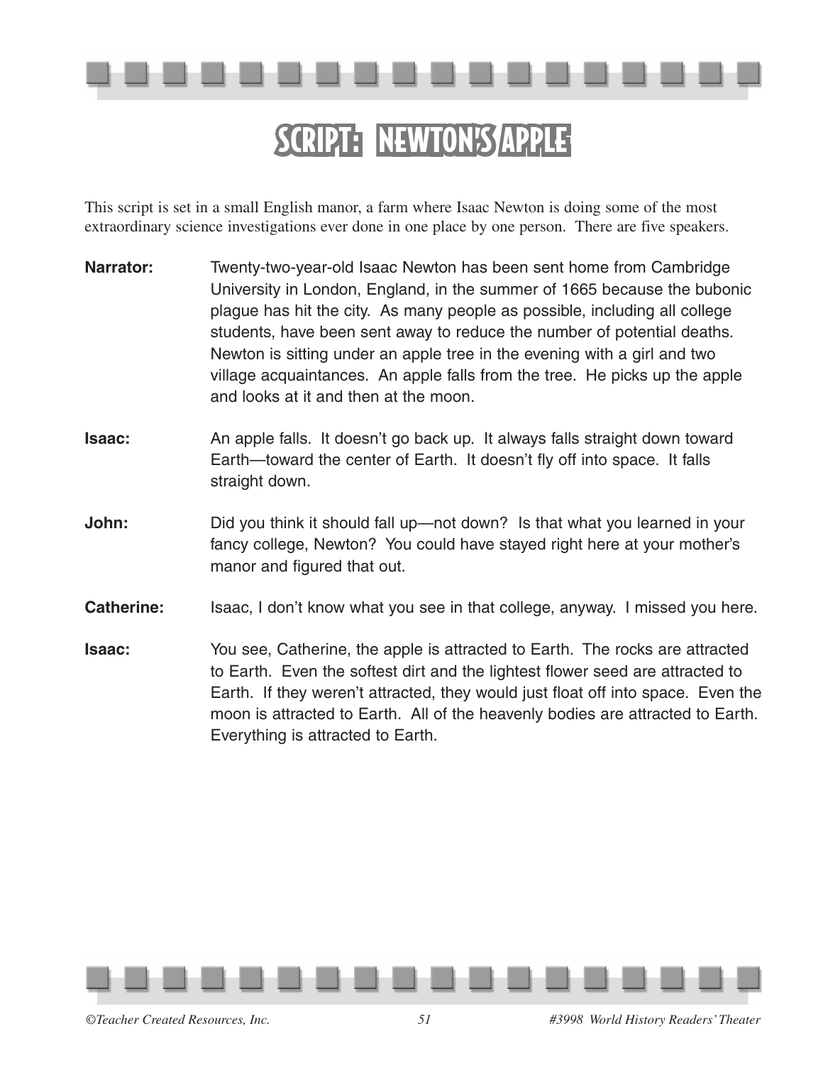# SCRIPT: NEWTON'S APPLE

This script is set in a small English manor, a farm where Isaac Newton is doing some of the most extraordinary science investigations ever done in one place by one person. There are five speakers.

**Narrator:** Twenty-two-year-old Isaac Newton has been sent home from Cambridge University in London, England, in the summer of 1665 because the bubonic plague has hit the city. As many people as possible, including all college students, have been sent away to reduce the number of potential deaths. Newton is sitting under an apple tree in the evening with a girl and two village acquaintances. An apple falls from the tree. He picks up the apple and looks at it and then at the moon.

**Isaac:** An apple falls. It doesn't go back up. It always falls straight down toward Earth—toward the center of Earth. It doesn't fly off into space. It falls straight down.

**John:** Did you think it should fall up—not down? Is that what you learned in your fancy college, Newton? You could have stayed right here at your mother's manor and figured that out.

**Catherine:** Isaac, I don't know what you see in that college, anyway. I missed you here.

**Isaac:** You see, Catherine, the apple is attracted to Earth. The rocks are attracted to Earth. Even the softest dirt and the lightest flower seed are attracted to Earth. If they weren't attracted, they would just float off into space. Even the moon is attracted to Earth. All of the heavenly bodies are attracted to Earth. Everything is attracted to Earth.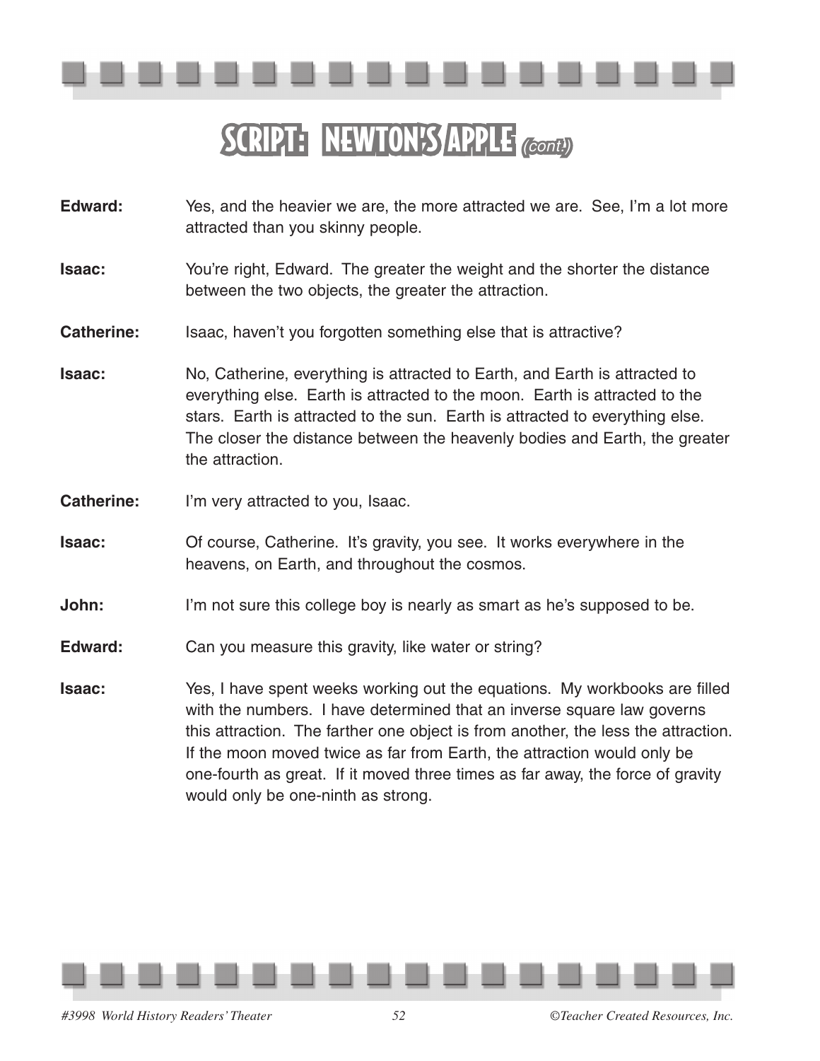## SCRIPT: NEWTON'S APPLE *(cont.)*

**Edward:** Yes, and the heavier we are, the more attracted we are. See, I'm a lot more attracted than you skinny people.

**Isaac:** You're right, Edward. The greater the weight and the shorter the distance between the two objects, the greater the attraction.

**Catherine:** Isaac, haven't you forgotten something else that is attractive?

**Isaac:** No, Catherine, everything is attracted to Earth, and Earth is attracted to everything else. Earth is attracted to the moon. Earth is attracted to the stars. Earth is attracted to the sun. Earth is attracted to everything else. The closer the distance between the heavenly bodies and Earth, the greater the attraction.

**Catherine:** I'm very attracted to you, Isaac.

**Isaac:** Of course, Catherine. It's gravity, you see. It works everywhere in the heavens, on Earth, and throughout the cosmos.

**John:** I'm not sure this college boy is nearly as smart as he's supposed to be.

**Edward:** Can you measure this gravity, like water or string?

**Isaac:** Yes, I have spent weeks working out the equations. My workbooks are filled with the numbers. I have determined that an inverse square law governs this attraction. The farther one object is from another, the less the attraction. If the moon moved twice as far from Earth, the attraction would only be one-fourth as great. If it moved three times as far away, the force of gravity would only be one-ninth as strong.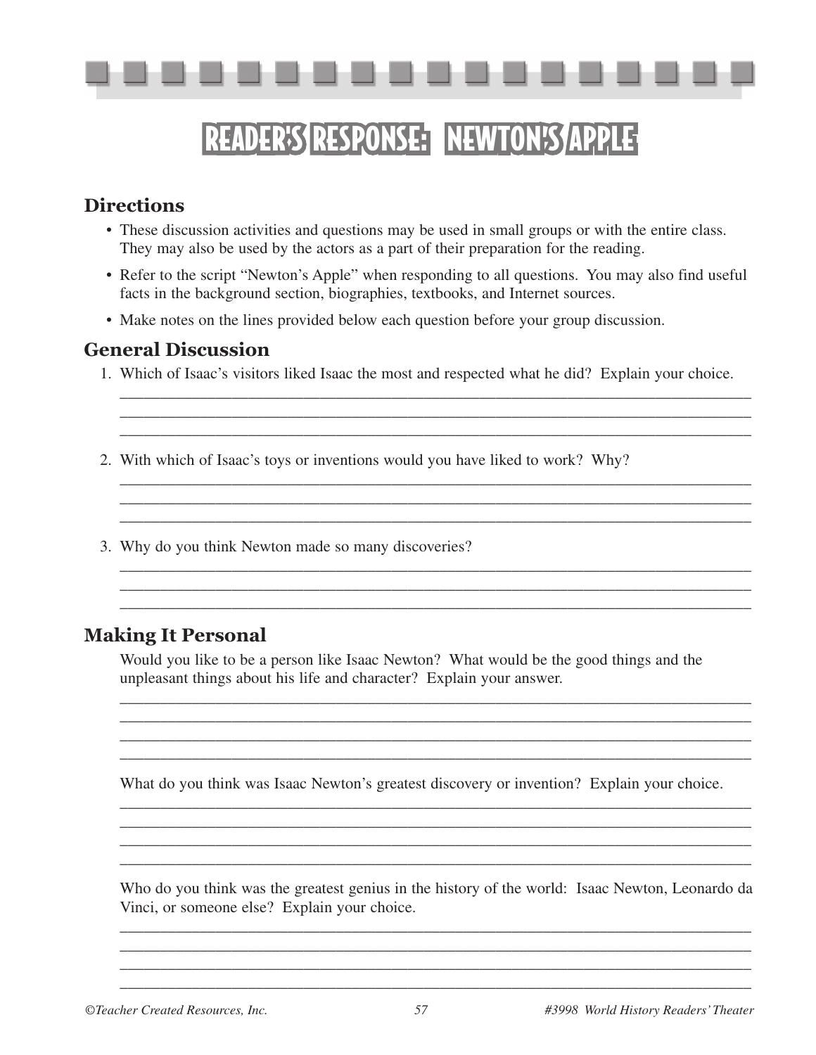# READER'S RESPONSE: NEWTON'S APPLE

## Directions

- These discussion activities and questions may be used in small groups or with the entire class. They may also be used by the actors as a part of their preparation for the reading.
- Refer to the script "Newton's Apple" when responding to all questions. You may also find useful facts in the background section, biographies, textbooks, and Internet sources.
- Make notes on the lines provided below each question before your group discussion.

## General Discussion

1. Which of Isaac's visitors liked Isaac the most and respected what he did? Explain your choice.

______________________________________________________________________________
______________________________________________________________________________
______________________________________________________________________________

2. With which of Isaac's toys or inventions would you have liked to work? Why?

______________________________________________________________________________
______________________________________________________________________________
______________________________________________________________________________

3. Why do you think Newton made so many discoveries?

______________________________________________________________________________
______________________________________________________________________________
______________________________________________________________________________

## Making It Personal

Would you like to be a person like Isaac Newton? What would be the good things and the unpleasant things about his life and character? Explain your answer.

______________________________________________________________________________
______________________________________________________________________________
______________________________________________________________________________
______________________________________________________________________________

What do you think was Isaac Newton's greatest discovery or invention? Explain your choice.

______________________________________________________________________________
______________________________________________________________________________
______________________________________________________________________________
______________________________________________________________________________

Who do you think was the greatest genius in the history of the world: Isaac Newton, Leonardo da Vinci, or someone else? Explain your choice.

______________________________________________________________________________
______________________________________________________________________________
______________________________________________________________________________
______________________________________________________________________________